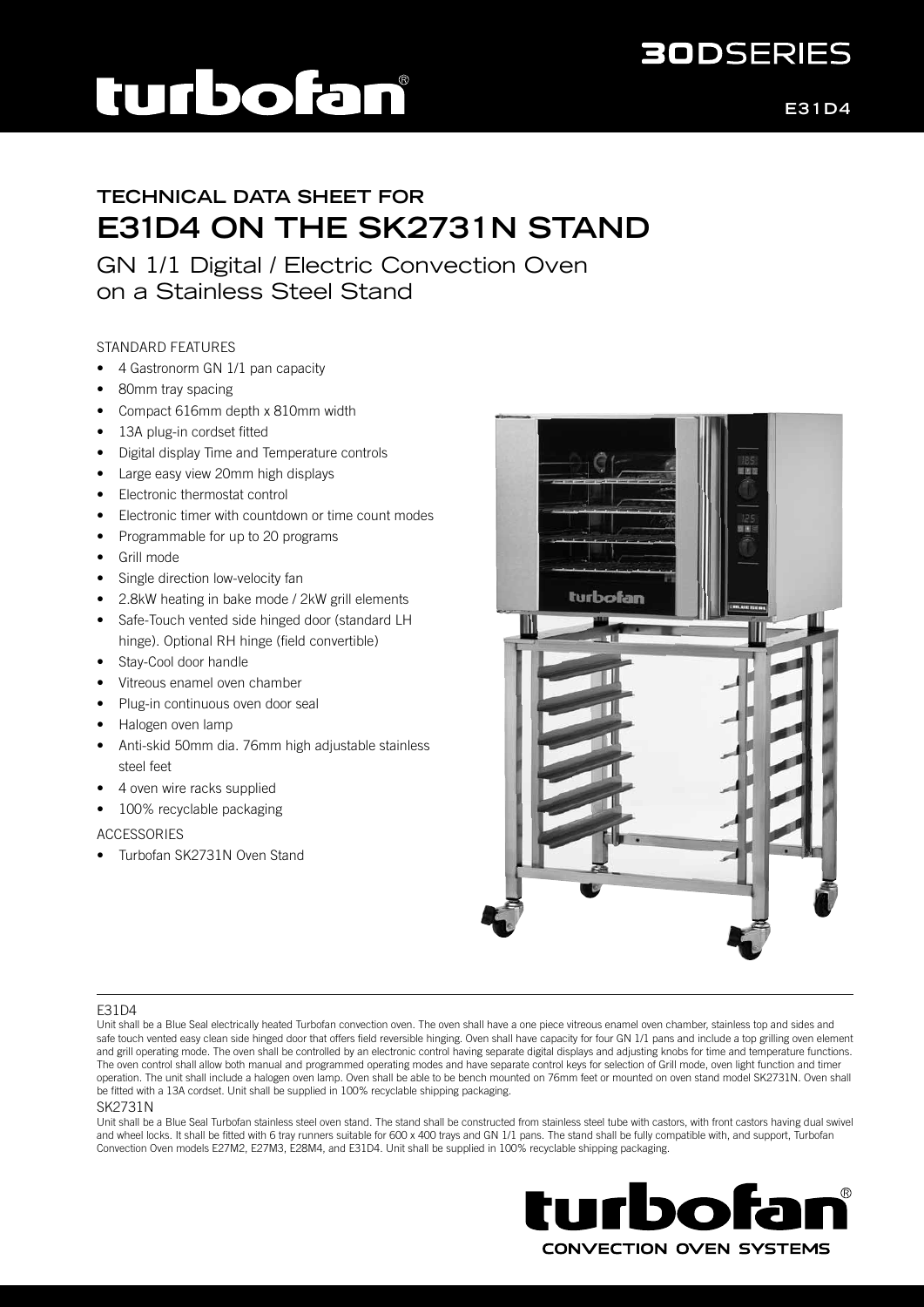turbofan®

# 30DSERIES

E31D4

## TECHNICAL DATA SHEET FOR
# E31D4 ON THE SK2731N STAND

GN 1/1 Digital / Electric Convection Oven on a Stainless Steel Stand

STANDARD FEATURES

- 4 Gastronorm GN 1/1 pan capacity
- 80mm tray spacing
- Compact 616mm depth x 810mm width
- 13A plug-in cordset fitted
- Digital display Time and Temperature controls
- Large easy view 20mm high displays
- Electronic thermostat control
- Electronic timer with countdown or time count modes
- Programmable for up to 20 programs
- Grill mode
- Single direction low-velocity fan
- 2.8kW heating in bake mode / 2kW grill elements
- Safe-Touch vented side hinged door (standard LH hinge). Optional RH hinge (field convertible)
- Stay-Cool door handle
- Vitreous enamel oven chamber
- Plug-in continuous oven door seal
- Halogen oven lamp
- Anti-skid 50mm dia. 76mm high adjustable stainless steel feet
- 4 oven wire racks supplied
- 100% recyclable packaging

ACCESSORIES

- Turbofan SK2731N Oven Stand

E31D4

Unit shall be a Blue Seal electrically heated Turbofan convection oven. The oven shall have a one piece vitreous enamel oven chamber, stainless top and sides and safe touch vented easy clean side hinged door that offers field reversible hinging. Oven shall have capacity for four GN 1/1 pans and include a top grilling oven element and grill operating mode. The oven shall be controlled by an electronic control having separate digital displays and adjusting knobs for time and temperature functions. The oven control shall allow both manual and programmed operating modes and have separate control keys for selection of Grill mode, oven light function and timer operation. The unit shall include a halogen oven lamp. Oven shall be able to be bench mounted on 76mm feet or mounted on oven stand model SK2731N. Oven shall be fitted with a 13A cordset. Unit shall be supplied in 100% recyclable shipping packaging.

SK2731N

Unit shall be a Blue Seal Turbofan stainless steel oven stand. The stand shall be constructed from stainless steel tube with castors, with front castors having dual swivel and wheel locks. It shall be fitted with 6 tray runners suitable for 600 x 400 trays and GN 1/1 pans. The stand shall be fully compatible with, and support, Turbofan Convection Oven models E27M2, E27M3, E28M4, and E31D4. Unit shall be supplied in 100% recyclable shipping packaging.

turbofan®
CONVECTION OVEN SYSTEMS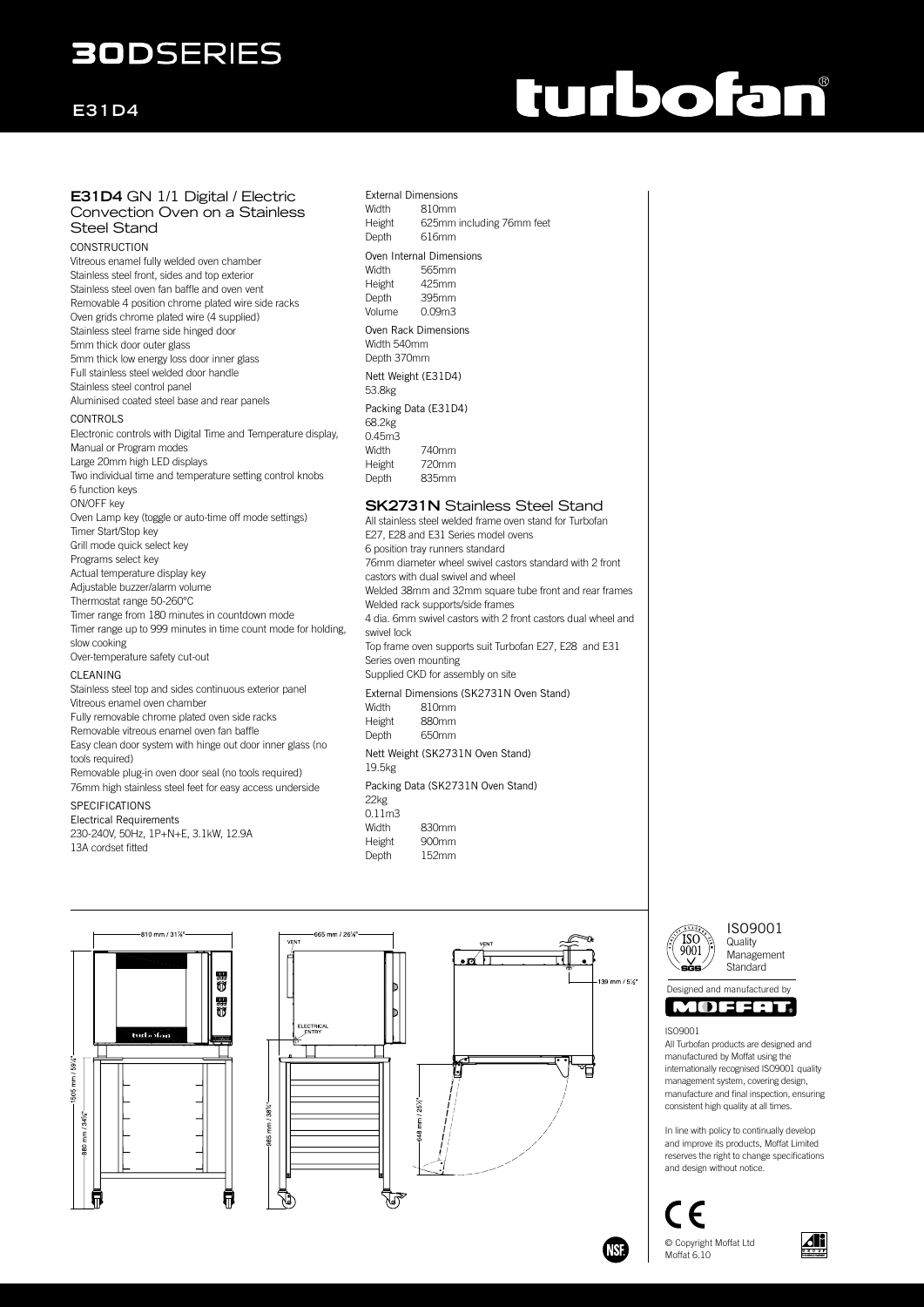# 30DSERIES

## E31D4

turbofan®

### E31D4 GN 1/1 Digital / Electric Convection Oven on a Stainless Steel Stand

#### CONSTRUCTION

Vitreous enamel fully welded oven chamber
Stainless steel front, sides and top exterior
Stainless steel oven fan baffle and oven vent
Removable 4 position chrome plated wire side racks
Oven grids chrome plated wire (4 supplied)
Stainless steel frame side hinged door
5mm thick door outer glass
5mm thick low energy loss door inner glass
Full stainless steel welded door handle
Stainless steel control panel
Aluminised coated steel base and rear panels

#### CONTROLS

Electronic controls with Digital Time and Temperature display, Manual or Program modes
Large 20mm high LED displays
Two individual time and temperature setting control knobs
6 function keys
ON/OFF key
Oven Lamp key (toggle or auto-time off mode settings)
Timer Start/Stop key
Grill mode quick select key
Programs select key
Actual temperature display key
Adjustable buzzer/alarm volume
Thermostat range 50-260°C
Timer range from 180 minutes in countdown mode
Timer range up to 999 minutes in time count mode for holding, slow cooking
Over-temperature safety cut-out

#### CLEANING

Stainless steel top and sides continuous exterior panel
Vitreous enamel oven chamber
Fully removable chrome plated oven side racks
Removable vitreous enamel oven fan baffle
Easy clean door system with hinge out door inner glass (no tools required)
Removable plug-in oven door seal (no tools required)
76mm high stainless steel feet for easy access underside

#### SPECIFICATIONS

Electrical Requirements
230-240V, 50Hz, 1P+N+E, 3.1kW, 12.9A
13A cordset fitted

External Dimensions

| | |
|---|---|
| Width | 810mm |
| Height | 625mm including 76mm feet |
| Depth | 616mm |

Oven Internal Dimensions

| | |
|---|---|
| Width | 565mm |
| Height | 425mm |
| Depth | 395mm |
| Volume | 0.09m3 |

Oven Rack Dimensions
Width 540mm
Depth 370mm

Nett Weight (E31D4)
53.8kg

Packing Data (E31D4)
68.2kg
0.45m3

| | |
|---|---|
| Width | 740mm |
| Height | 720mm |
| Depth | 835mm |

### SK2731N Stainless Steel Stand

All stainless steel welded frame oven stand for Turbofan E27, E28 and E31 Series model ovens
6 position tray runners standard
76mm diameter wheel swivel castors standard with 2 front castors with dual swivel and wheel
Welded 38mm and 32mm square tube front and rear frames
Welded rack supports/side frames
4 dia. 6mm swivel castors with 2 front castors dual wheel and swivel lock
Top frame oven supports suit Turbofan E27, E28 and E31 Series oven mounting
Supplied CKD for assembly on site

External Dimensions (SK2731N Oven Stand)

| | |
|---|---|
| Width | 810mm |
| Height | 880mm |
| Depth | 650mm |

Nett Weight (SK2731N Oven Stand)
19.5kg

Packing Data (SK2731N Oven Stand)
22kg
0.11m3

| | |
|---|---|
| Width | 830mm |
| Height | 900mm |
| Depth | 152mm |

810 mm / 31⅞"
1505 mm / 59¼"
880 mm / 34⅝"
665 mm / 26¼"
VENT
ELECTRICAL ENTRY
965 mm / 38"
VENT
139 mm / 5½"
648 mm / 25½"

ISO9001
Quality Management Standard

Designed and manufactured by MOFFAT

ISO9001
All Turbofan products are designed and manufactured by Moffat using the internationally recognised ISO9001 quality management system, covering design, manufacture and final inspection, ensuring consistent high quality at all times.

In line with policy to continually develop and improve its products, Moffat Limited reserves the right to change specifications and design without notice.

© Copyright Moffat Ltd
Moffat 6.10